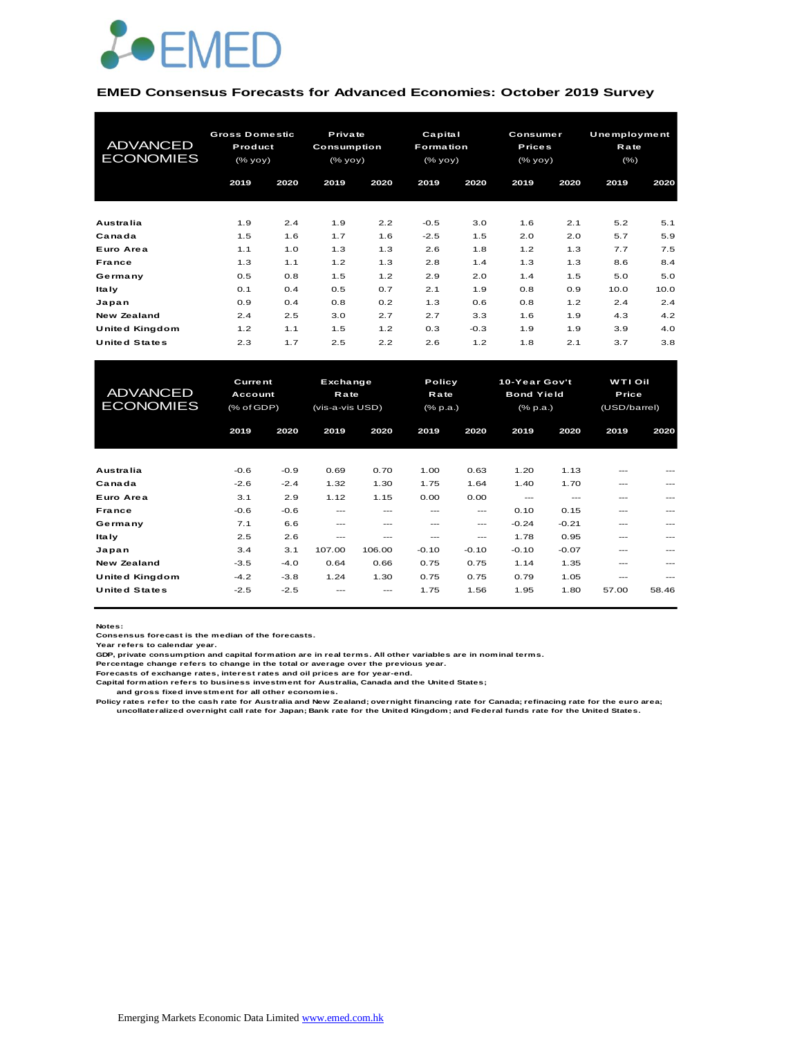EMED

# EMED Consensus Forecasts for Advanced Economies: October 2019 Survey

| ADVANCED ECONOMIES | Gross Domestic Product (% yoy) | | Private Consumption (% yoy) | | Capital Formation (% yoy) | | Consumer Prices (% yoy) | | Unemployment Rate (%) | |
|---|---|---|---|---|---|---|---|---|---|---|
| | 2019 | 2020 | 2019 | 2020 | 2019 | 2020 | 2019 | 2020 | 2019 | 2020 |
| Australia | 1.9 | 2.4 | 1.9 | 2.2 | -0.5 | 3.0 | 1.6 | 2.1 | 5.2 | 5.1 |
| Canada | 1.5 | 1.6 | 1.7 | 1.6 | -2.5 | 1.5 | 2.0 | 2.0 | 5.7 | 5.9 |
| Euro Area | 1.1 | 1.0 | 1.3 | 1.3 | 2.6 | 1.8 | 1.2 | 1.3 | 7.7 | 7.5 |
| France | 1.3 | 1.1 | 1.2 | 1.3 | 2.8 | 1.4 | 1.3 | 1.3 | 8.6 | 8.4 |
| Germany | 0.5 | 0.8 | 1.5 | 1.2 | 2.9 | 2.0 | 1.4 | 1.5 | 5.0 | 5.0 |
| Italy | 0.1 | 0.4 | 0.5 | 0.7 | 2.1 | 1.9 | 0.8 | 0.9 | 10.0 | 10.0 |
| Japan | 0.9 | 0.4 | 0.8 | 0.2 | 1.3 | 0.6 | 0.8 | 1.2 | 2.4 | 2.4 |
| New Zealand | 2.4 | 2.5 | 3.0 | 2.7 | 2.7 | 3.3 | 1.6 | 1.9 | 4.3 | 4.2 |
| United Kingdom | 1.2 | 1.1 | 1.5 | 1.2 | 0.3 | -0.3 | 1.9 | 1.9 | 3.9 | 4.0 |
| United States | 2.3 | 1.7 | 2.5 | 2.2 | 2.6 | 1.2 | 1.8 | 2.1 | 3.7 | 3.8 |

| ADVANCED ECONOMIES | Current Account (% of GDP) | | Exchange Rate (vis-a-vis USD) | | Policy Rate (% p.a.) | | 10-Year Gov't Bond Yield (% p.a.) | | WTI Oil Price (USD/barrel) | |
|---|---|---|---|---|---|---|---|---|---|---|
| | 2019 | 2020 | 2019 | 2020 | 2019 | 2020 | 2019 | 2020 | 2019 | 2020 |
| Australia | -0.6 | -0.9 | 0.69 | 0.70 | 1.00 | 0.63 | 1.20 | 1.13 | --- | --- |
| Canada | -2.6 | -2.4 | 1.32 | 1.30 | 1.75 | 1.64 | 1.40 | 1.70 | --- | --- |
| Euro Area | 3.1 | 2.9 | 1.12 | 1.15 | 0.00 | 0.00 | --- | --- | --- | --- |
| France | -0.6 | -0.6 | --- | --- | --- | --- | 0.10 | 0.15 | --- | --- |
| Germany | 7.1 | 6.6 | --- | --- | --- | --- | -0.24 | -0.21 | --- | --- |
| Italy | 2.5 | 2.6 | --- | --- | --- | --- | 1.78 | 0.95 | --- | --- |
| Japan | 3.4 | 3.1 | 107.00 | 106.00 | -0.10 | -0.10 | -0.10 | -0.07 | --- | --- |
| New Zealand | -3.5 | -4.0 | 0.64 | 0.66 | 0.75 | 0.75 | 1.14 | 1.35 | --- | --- |
| United Kingdom | -4.2 | -3.8 | 1.24 | 1.30 | 0.75 | 0.75 | 0.79 | 1.05 | --- | --- |
| United States | -2.5 | -2.5 | --- | --- | 1.75 | 1.56 | 1.95 | 1.80 | 57.00 | 58.46 |

**Notes:**
Consensus forecast is the median of the forecasts.
Year refers to calendar year.
GDP, private consumption and capital formation are in real terms. All other variables are in nominal terms.
Percentage change refers to change in the total or average over the previous year.
Forecasts of exchange rates, interest rates and oil prices are for year-end.
Capital formation refers to business investment for Australia, Canada and the United States;
and gross fixed investment for all other economies.
Policy rates refer to the cash rate for Australia and New Zealand; overnight financing rate for Canada; refinacing rate for the euro area;
uncollateralized overnight call rate for Japan; Bank rate for the United Kingdom; and Federal funds rate for the United States.

Emerging Markets Economic Data Limited [www.emed.com.hk](http://www.emed.com.hk)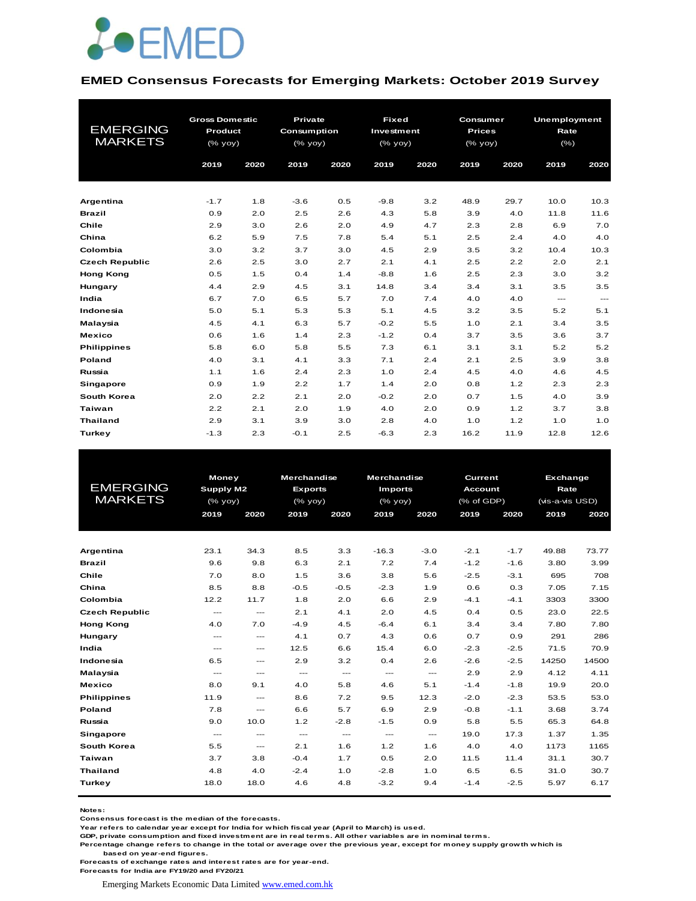EMED

## EMED Consensus Forecasts for Emerging Markets: October 2019 Survey

| EMERGING MARKETS | Gross Domestic Product (% yoy) | | Private Consumption (% yoy) | | Fixed Investment (% yoy) | | Consumer Prices (% yoy) | | Unemployment Rate (%) | |
|---|---|---|---|---|---|---|---|---|---|---|
| | 2019 | 2020 | 2019 | 2020 | 2019 | 2020 | 2019 | 2020 | 2019 | 2020 |
| **Argentina** | -1.7 | 1.8 | -3.6 | 0.5 | -9.8 | 3.2 | 48.9 | 29.7 | 10.0 | 10.3 |
| **Brazil** | 0.9 | 2.0 | 2.5 | 2.6 | 4.3 | 5.8 | 3.9 | 4.0 | 11.8 | 11.6 |
| **Chile** | 2.9 | 3.0 | 2.6 | 2.0 | 4.9 | 4.7 | 2.3 | 2.8 | 6.9 | 7.0 |
| **China** | 6.2 | 5.9 | 7.5 | 7.8 | 5.4 | 5.1 | 2.5 | 2.4 | 4.0 | 4.0 |
| **Colombia** | 3.0 | 3.2 | 3.7 | 3.0 | 4.5 | 2.9 | 3.5 | 3.2 | 10.4 | 10.3 |
| **Czech Republic** | 2.6 | 2.5 | 3.0 | 2.7 | 2.1 | 4.1 | 2.5 | 2.2 | 2.0 | 2.1 |
| **Hong Kong** | 0.5 | 1.5 | 0.4 | 1.4 | -8.8 | 1.6 | 2.5 | 2.3 | 3.0 | 3.2 |
| **Hungary** | 4.4 | 2.9 | 4.5 | 3.1 | 14.8 | 3.4 | 3.4 | 3.1 | 3.5 | 3.5 |
| **India** | 6.7 | 7.0 | 6.5 | 5.7 | 7.0 | 7.4 | 4.0 | 4.0 | --- | --- |
| **Indonesia** | 5.0 | 5.1 | 5.3 | 5.3 | 5.1 | 4.5 | 3.2 | 3.5 | 5.2 | 5.1 |
| **Malaysia** | 4.5 | 4.1 | 6.3 | 5.7 | -0.2 | 5.5 | 1.0 | 2.1 | 3.4 | 3.5 |
| **Mexico** | 0.6 | 1.6 | 1.4 | 2.3 | -1.2 | 0.4 | 3.7 | 3.5 | 3.6 | 3.7 |
| **Philippines** | 5.8 | 6.0 | 5.8 | 5.5 | 7.3 | 6.1 | 3.1 | 3.1 | 5.2 | 5.2 |
| **Poland** | 4.0 | 3.1 | 4.1 | 3.3 | 7.1 | 2.4 | 2.1 | 2.5 | 3.9 | 3.8 |
| **Russia** | 1.1 | 1.6 | 2.4 | 2.3 | 1.0 | 2.4 | 4.5 | 4.0 | 4.6 | 4.5 |
| **Singapore** | 0.9 | 1.9 | 2.2 | 1.7 | 1.4 | 2.0 | 0.8 | 1.2 | 2.3 | 2.3 |
| **South Korea** | 2.0 | 2.2 | 2.1 | 2.0 | -0.2 | 2.0 | 0.7 | 1.5 | 4.0 | 3.9 |
| **Taiwan** | 2.2 | 2.1 | 2.0 | 1.9 | 4.0 | 2.0 | 0.9 | 1.2 | 3.7 | 3.8 |
| **Thailand** | 2.9 | 3.1 | 3.9 | 3.0 | 2.8 | 4.0 | 1.0 | 1.2 | 1.0 | 1.0 |
| **Turkey** | -1.3 | 2.3 | -0.1 | 2.5 | -6.3 | 2.3 | 16.2 | 11.9 | 12.8 | 12.6 |

| EMERGING MARKETS | Money Supply M2 (% yoy) | | Merchandise Exports (% yoy) | | Merchandise Imports (% yoy) | | Current Account (% of GDP) | | Exchange Rate (vis-a-vis USD) | |
|---|---|---|---|---|---|---|---|---|---|---|
| | 2019 | 2020 | 2019 | 2020 | 2019 | 2020 | 2019 | 2020 | 2019 | 2020 |
| **Argentina** | 23.1 | 34.3 | 8.5 | 3.3 | -16.3 | -3.0 | -2.1 | -1.7 | 49.88 | 73.77 |
| **Brazil** | 9.6 | 9.8 | 6.3 | 2.1 | 7.2 | 7.4 | -1.2 | -1.6 | 3.80 | 3.99 |
| **Chile** | 7.0 | 8.0 | 1.5 | 3.6 | 3.8 | 5.6 | -2.5 | -3.1 | 695 | 708 |
| **China** | 8.5 | 8.8 | -0.5 | -0.5 | -2.3 | 1.9 | 0.6 | 0.3 | 7.05 | 7.15 |
| **Colombia** | 12.2 | 11.7 | 1.8 | 2.0 | 6.6 | 2.9 | -4.1 | -4.1 | 3303 | 3300 |
| **Czech Republic** | --- | --- | 2.1 | 4.1 | 2.0 | 4.5 | 0.4 | 0.5 | 23.0 | 22.5 |
| **Hong Kong** | 4.0 | 7.0 | -4.9 | 4.5 | -6.4 | 6.1 | 3.4 | 3.4 | 7.80 | 7.80 |
| **Hungary** | --- | --- | 4.1 | 0.7 | 4.3 | 0.6 | 0.7 | 0.9 | 291 | 286 |
| **India** | --- | --- | 12.5 | 6.6 | 15.4 | 6.0 | -2.3 | -2.5 | 71.5 | 70.9 |
| **Indonesia** | 6.5 | --- | 2.9 | 3.2 | 0.4 | 2.6 | -2.6 | -2.5 | 14250 | 14500 |
| **Malaysia** | --- | --- | --- | --- | --- | --- | 2.9 | 2.9 | 4.12 | 4.11 |
| **Mexico** | 8.0 | 9.1 | 4.0 | 5.8 | 4.6 | 5.1 | -1.4 | -1.8 | 19.9 | 20.0 |
| **Philippines** | 11.9 | --- | 8.6 | 7.2 | 9.5 | 12.3 | -2.0 | -2.3 | 53.5 | 53.0 |
| **Poland** | 7.8 | --- | 6.6 | 5.7 | 6.9 | 2.9 | -0.8 | -1.1 | 3.68 | 3.74 |
| **Russia** | 9.0 | 10.0 | 1.2 | -2.8 | -1.5 | 0.9 | 5.8 | 5.5 | 65.3 | 64.8 |
| **Singapore** | --- | --- | --- | --- | --- | --- | 19.0 | 17.3 | 1.37 | 1.35 |
| **South Korea** | 5.5 | --- | 2.1 | 1.6 | 1.2 | 1.6 | 4.0 | 4.0 | 1173 | 1165 |
| **Taiwan** | 3.7 | 3.8 | -0.4 | 1.7 | 0.5 | 2.0 | 11.5 | 11.4 | 31.1 | 30.7 |
| **Thailand** | 4.8 | 4.0 | -2.4 | 1.0 | -2.8 | 1.0 | 6.5 | 6.5 | 31.0 | 30.7 |
| **Turkey** | 18.0 | 18.0 | 4.6 | 4.8 | -3.2 | 9.4 | -1.4 | -2.5 | 5.97 | 6.17 |

**Notes:**
**Consensus forecast is the median of the forecasts.**
**Year refers to calendar year except for India for which fiscal year (April to March) is used.**
**GDP, private consumption and fixed investment are in real terms. All other variables are in nominal terms.**
**Percentage change refers to change in the total or average over the previous year, except for money supply growth which is based on year-end figures.**
**Forecasts of exchange rates and interest rates are for year-end.**
**Forecasts for India are FY19/20 and FY20/21**

Emerging Markets Economic Data Limited www.emed.com.hk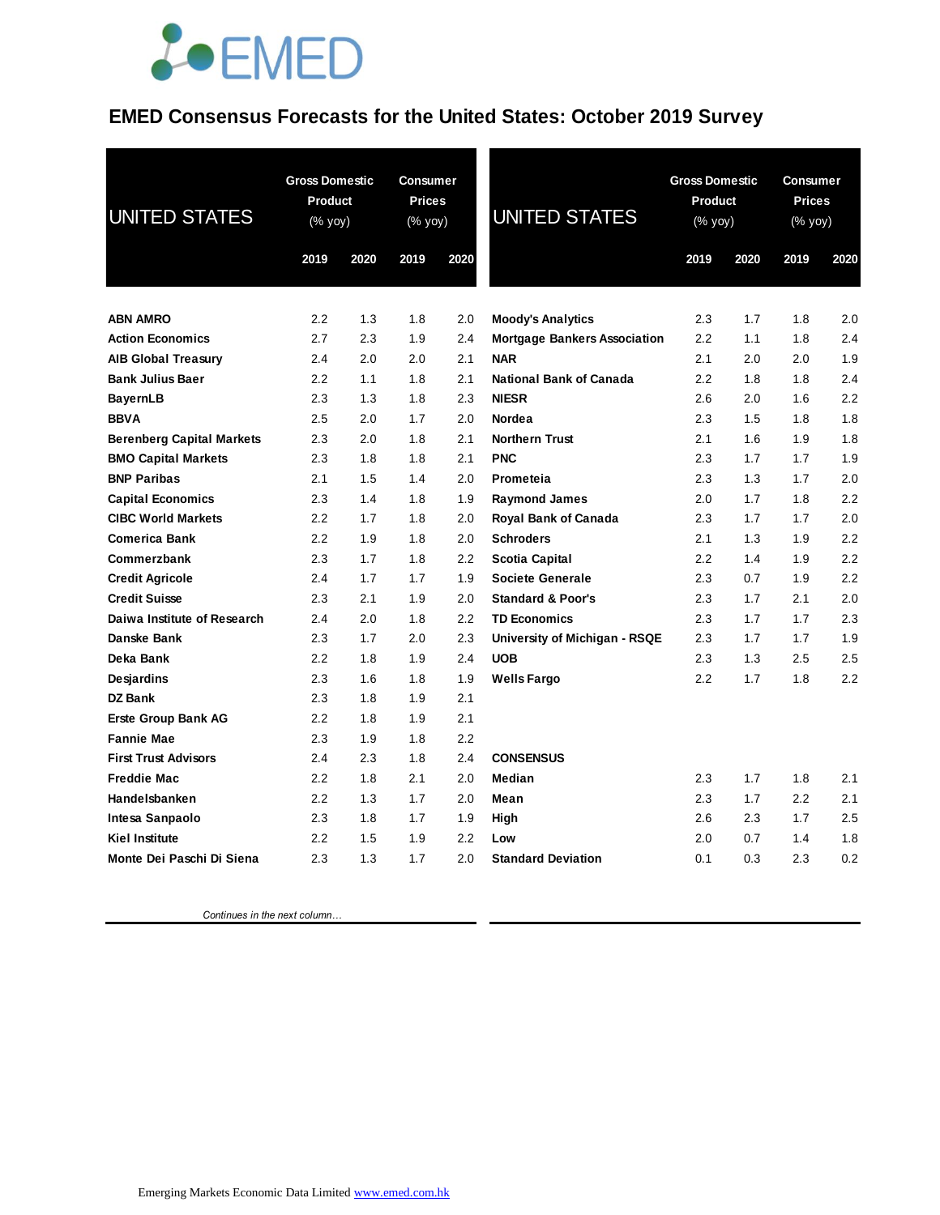# EMED Consensus Forecasts for the United States: October 2019 Survey

| UNITED STATES | Gross Domestic Product (% yoy) | | Consumer Prices (% yoy) | |
|---|---|---|---|---|
| | 2019 | 2020 | 2019 | 2020 |
| **ABN AMRO** | 2.2 | 1.3 | 1.8 | 2.0 |
| **Action Economics** | 2.7 | 2.3 | 1.9 | 2.4 |
| **AIB Global Treasury** | 2.4 | 2.0 | 2.0 | 2.1 |
| **Bank Julius Baer** | 2.2 | 1.1 | 1.8 | 2.1 |
| **BayernLB** | 2.3 | 1.3 | 1.8 | 2.3 |
| **BBVA** | 2.5 | 2.0 | 1.7 | 2.0 |
| **Berenberg Capital Markets** | 2.3 | 2.0 | 1.8 | 2.1 |
| **BMO Capital Markets** | 2.3 | 1.8 | 1.8 | 2.1 |
| **BNP Paribas** | 2.1 | 1.5 | 1.4 | 2.0 |
| **Capital Economics** | 2.3 | 1.4 | 1.8 | 1.9 |
| **CIBC World Markets** | 2.2 | 1.7 | 1.8 | 2.0 |
| **Comerica Bank** | 2.2 | 1.9 | 1.8 | 2.0 |
| **Commerzbank** | 2.3 | 1.7 | 1.8 | 2.2 |
| **Credit Agricole** | 2.4 | 1.7 | 1.7 | 1.9 |
| **Credit Suisse** | 2.3 | 2.1 | 1.9 | 2.0 |
| **Daiwa Institute of Research** | 2.4 | 2.0 | 1.8 | 2.2 |
| **Danske Bank** | 2.3 | 1.7 | 2.0 | 2.3 |
| **Deka Bank** | 2.2 | 1.8 | 1.9 | 2.4 |
| **Desjardins** | 2.3 | 1.6 | 1.8 | 1.9 |
| **DZ Bank** | 2.3 | 1.8 | 1.9 | 2.1 |
| **Erste Group Bank AG** | 2.2 | 1.8 | 1.9 | 2.1 |
| **Fannie Mae** | 2.3 | 1.9 | 1.8 | 2.2 |
| **First Trust Advisors** | 2.4 | 2.3 | 1.8 | 2.4 |
| **Freddie Mac** | 2.2 | 1.8 | 2.1 | 2.0 |
| **Handelsbanken** | 2.2 | 1.3 | 1.7 | 2.0 |
| **Intesa Sanpaolo** | 2.3 | 1.8 | 1.7 | 1.9 |
| **Kiel Institute** | 2.2 | 1.5 | 1.9 | 2.2 |
| **Monte Dei Paschi Di Siena** | 2.3 | 1.3 | 1.7 | 2.0 |
| **Moody's Analytics** | 2.3 | 1.7 | 1.8 | 2.0 |
| **Mortgage Bankers Association** | 2.2 | 1.1 | 1.8 | 2.4 |
| **NAR** | 2.1 | 2.0 | 2.0 | 1.9 |
| **National Bank of Canada** | 2.2 | 1.8 | 1.8 | 2.4 |
| **NIESR** | 2.6 | 2.0 | 1.6 | 2.2 |
| **Nordea** | 2.3 | 1.5 | 1.8 | 1.8 |
| **Northern Trust** | 2.1 | 1.6 | 1.9 | 1.8 |
| **PNC** | 2.3 | 1.7 | 1.7 | 1.9 |
| **Prometeia** | 2.3 | 1.3 | 1.7 | 2.0 |
| **Raymond James** | 2.0 | 1.7 | 1.8 | 2.2 |
| **Royal Bank of Canada** | 2.3 | 1.7 | 1.7 | 2.0 |
| **Schroders** | 2.1 | 1.3 | 1.9 | 2.2 |
| **Scotia Capital** | 2.2 | 1.4 | 1.9 | 2.2 |
| **Societe Generale** | 2.3 | 0.7 | 1.9 | 2.2 |
| **Standard & Poor's** | 2.3 | 1.7 | 2.1 | 2.0 |
| **TD Economics** | 2.3 | 1.7 | 1.7 | 2.3 |
| **University of Michigan - RSQE** | 2.3 | 1.7 | 1.7 | 1.9 |
| **UOB** | 2.3 | 1.3 | 2.5 | 2.5 |
| **Wells Fargo** | 2.2 | 1.7 | 1.8 | 2.2 |
| **CONSENSUS** | | | | |
| **Median** | 2.3 | 1.7 | 1.8 | 2.1 |
| **Mean** | 2.3 | 1.7 | 2.2 | 2.1 |
| **High** | 2.6 | 2.3 | 1.7 | 2.5 |
| **Low** | 2.0 | 0.7 | 1.4 | 1.8 |
| **Standard Deviation** | 0.1 | 0.3 | 2.3 | 0.2 |

*Continues in the next column…*

Emerging Markets Economic Data Limited [www.emed.com.hk](http://www.emed.com.hk)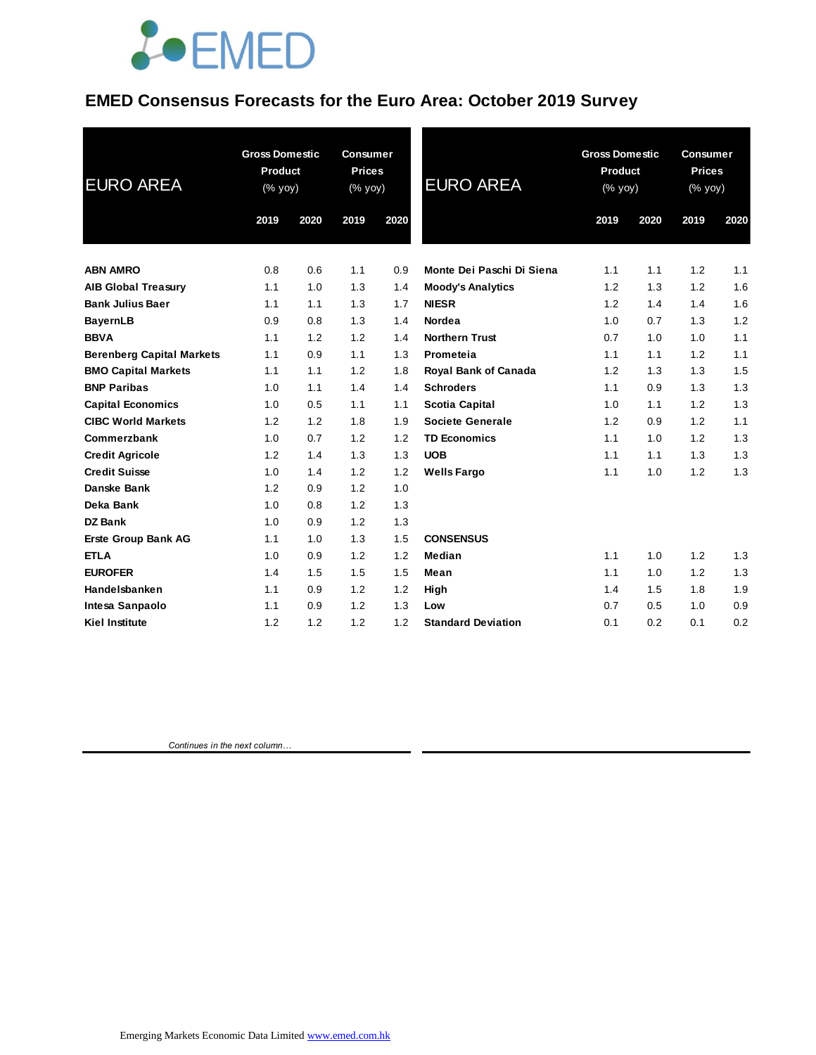# EMED Consensus Forecasts for the Euro Area: October 2019 Survey

| EURO AREA | Gross Domestic Product (% yoy) | | Consumer Prices (% yoy) | |
|---|---|---|---|---|
| | 2019 | 2020 | 2019 | 2020 |
| **ABN AMRO** | 0.8 | 0.6 | 1.1 | 0.9 |
| **AIB Global Treasury** | 1.1 | 1.0 | 1.3 | 1.4 |
| **Bank Julius Baer** | 1.1 | 1.1 | 1.3 | 1.7 |
| **BayernLB** | 0.9 | 0.8 | 1.3 | 1.4 |
| **BBVA** | 1.1 | 1.2 | 1.2 | 1.4 |
| **Berenberg Capital Markets** | 1.1 | 0.9 | 1.1 | 1.3 |
| **BMO Capital Markets** | 1.1 | 1.1 | 1.2 | 1.8 |
| **BNP Paribas** | 1.0 | 1.1 | 1.4 | 1.4 |
| **Capital Economics** | 1.0 | 0.5 | 1.1 | 1.1 |
| **CIBC World Markets** | 1.2 | 1.2 | 1.8 | 1.9 |
| **Commerzbank** | 1.0 | 0.7 | 1.2 | 1.2 |
| **Credit Agricole** | 1.2 | 1.4 | 1.3 | 1.3 |
| **Credit Suisse** | 1.0 | 1.4 | 1.2 | 1.2 |
| **Danske Bank** | 1.2 | 0.9 | 1.2 | 1.0 |
| **Deka Bank** | 1.0 | 0.8 | 1.2 | 1.3 |
| **DZ Bank** | 1.0 | 0.9 | 1.2 | 1.3 |
| **Erste Group Bank AG** | 1.1 | 1.0 | 1.3 | 1.5 |
| **ETLA** | 1.0 | 0.9 | 1.2 | 1.2 |
| **EUROFER** | 1.4 | 1.5 | 1.5 | 1.5 |
| **Handelsbanken** | 1.1 | 0.9 | 1.2 | 1.2 |
| **Intesa Sanpaolo** | 1.1 | 0.9 | 1.2 | 1.3 |
| **Kiel Institute** | 1.2 | 1.2 | 1.2 | 1.2 |
| **Monte Dei Paschi Di Siena** | 1.1 | 1.1 | 1.2 | 1.1 |
| **Moody's Analytics** | 1.2 | 1.3 | 1.2 | 1.6 |
| **NIESR** | 1.2 | 1.4 | 1.4 | 1.6 |
| **Nordea** | 1.0 | 0.7 | 1.3 | 1.2 |
| **Northern Trust** | 0.7 | 1.0 | 1.0 | 1.1 |
| **Prometeia** | 1.1 | 1.1 | 1.2 | 1.1 |
| **Royal Bank of Canada** | 1.2 | 1.3 | 1.3 | 1.5 |
| **Schroders** | 1.1 | 0.9 | 1.3 | 1.3 |
| **Scotia Capital** | 1.0 | 1.1 | 1.2 | 1.3 |
| **Societe Generale** | 1.2 | 0.9 | 1.2 | 1.1 |
| **TD Economics** | 1.1 | 1.0 | 1.2 | 1.3 |
| **UOB** | 1.1 | 1.1 | 1.3 | 1.3 |
| **Wells Fargo** | 1.1 | 1.0 | 1.2 | 1.3 |
| **CONSENSUS** | | | | |
| **Median** | 1.1 | 1.0 | 1.2 | 1.3 |
| **Mean** | 1.1 | 1.0 | 1.2 | 1.3 |
| **High** | 1.4 | 1.5 | 1.8 | 1.9 |
| **Low** | 0.7 | 0.5 | 1.0 | 0.9 |
| **Standard Deviation** | 0.1 | 0.2 | 0.1 | 0.2 |

*Continues in the next column…*

Emerging Markets Economic Data Limited www.emed.com.hk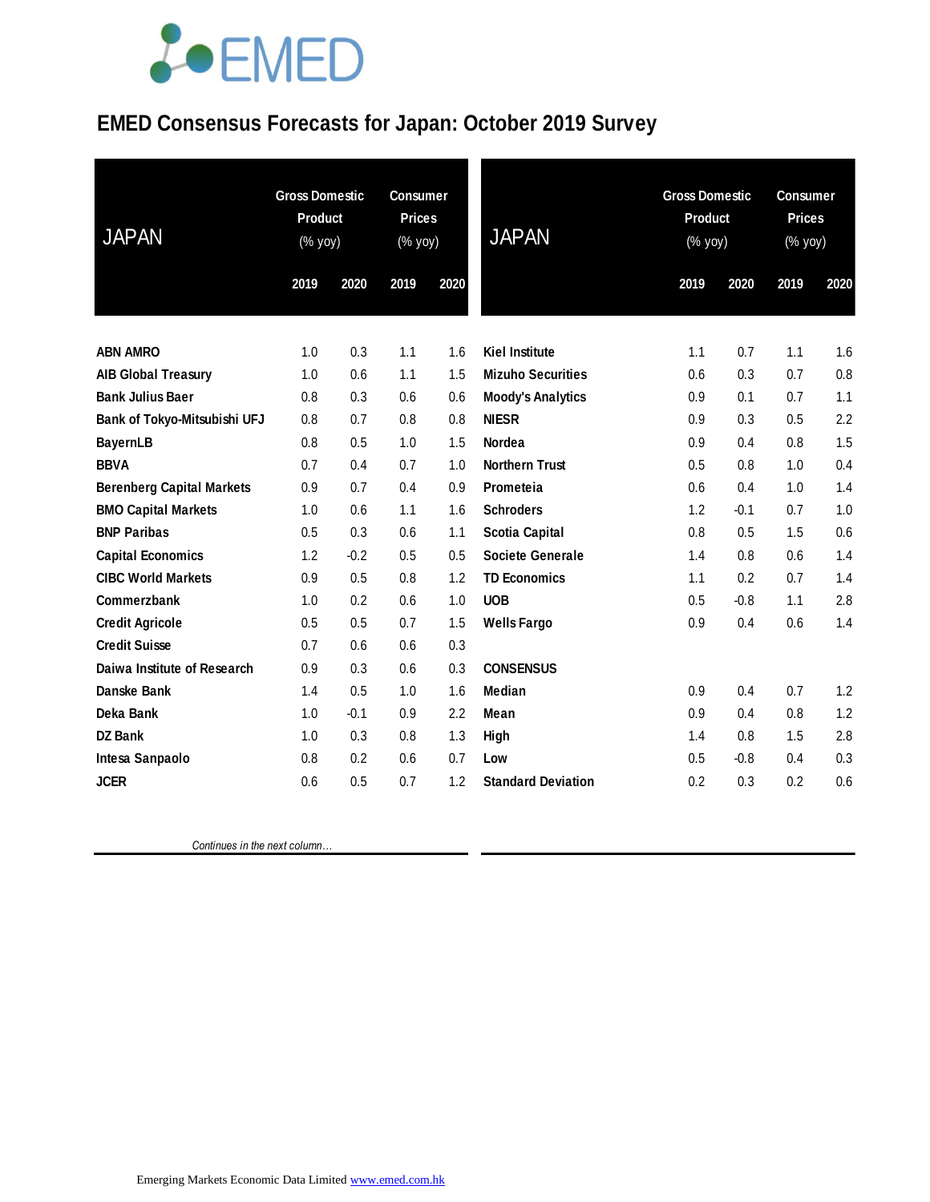# EMED Consensus Forecasts for Japan: October 2019 Survey

| JAPAN | Gross Domestic Product (% yoy) | | Consumer Prices (% yoy) | |
|---|---|---|---|---|
| | 2019 | 2020 | 2019 | 2020 |
| ABN AMRO | 1.0 | 0.3 | 1.1 | 1.6 |
| AIB Global Treasury | 1.0 | 0.6 | 1.1 | 1.5 |
| Bank Julius Baer | 0.8 | 0.3 | 0.6 | 0.6 |
| Bank of Tokyo-Mitsubishi UFJ | 0.8 | 0.7 | 0.8 | 0.8 |
| BayernLB | 0.8 | 0.5 | 1.0 | 1.5 |
| BBVA | 0.7 | 0.4 | 0.7 | 1.0 |
| Berenberg Capital Markets | 0.9 | 0.7 | 0.4 | 0.9 |
| BMO Capital Markets | 1.0 | 0.6 | 1.1 | 1.6 |
| BNP Paribas | 0.5 | 0.3 | 0.6 | 1.1 |
| Capital Economics | 1.2 | -0.2 | 0.5 | 0.5 |
| CIBC World Markets | 0.9 | 0.5 | 0.8 | 1.2 |
| Commerzbank | 1.0 | 0.2 | 0.6 | 1.0 |
| Credit Agricole | 0.5 | 0.5 | 0.7 | 1.5 |
| Credit Suisse | 0.7 | 0.6 | 0.6 | 0.3 |
| Daiwa Institute of Research | 0.9 | 0.3 | 0.6 | 0.3 |
| Danske Bank | 1.4 | 0.5 | 1.0 | 1.6 |
| Deka Bank | 1.0 | -0.1 | 0.9 | 2.2 |
| DZ Bank | 1.0 | 0.3 | 0.8 | 1.3 |
| Intesa Sanpaolo | 0.8 | 0.2 | 0.6 | 0.7 |
| JCER | 0.6 | 0.5 | 0.7 | 1.2 |
| Kiel Institute | 1.1 | 0.7 | 1.1 | 1.6 |
| Mizuho Securities | 0.6 | 0.3 | 0.7 | 0.8 |
| Moody's Analytics | 0.9 | 0.1 | 0.7 | 1.1 |
| NIESR | 0.9 | 0.3 | 0.5 | 2.2 |
| Nordea | 0.9 | 0.4 | 0.8 | 1.5 |
| Northern Trust | 0.5 | 0.8 | 1.0 | 0.4 |
| Prometeia | 0.6 | 0.4 | 1.0 | 1.4 |
| Schroders | 1.2 | -0.1 | 0.7 | 1.0 |
| Scotia Capital | 0.8 | 0.5 | 1.5 | 0.6 |
| Societe Generale | 1.4 | 0.8 | 0.6 | 1.4 |
| TD Economics | 1.1 | 0.2 | 0.7 | 1.4 |
| UOB | 0.5 | -0.8 | 1.1 | 2.8 |
| Wells Fargo | 0.9 | 0.4 | 0.6 | 1.4 |
| **CONSENSUS** | | | | |
| Median | 0.9 | 0.4 | 0.7 | 1.2 |
| Mean | 0.9 | 0.4 | 0.8 | 1.2 |
| High | 1.4 | 0.8 | 1.5 | 2.8 |
| Low | 0.5 | -0.8 | 0.4 | 0.3 |
| Standard Deviation | 0.2 | 0.3 | 0.2 | 0.6 |

*Continues in the next column…*

Emerging Markets Economic Data Limited www.emed.com.hk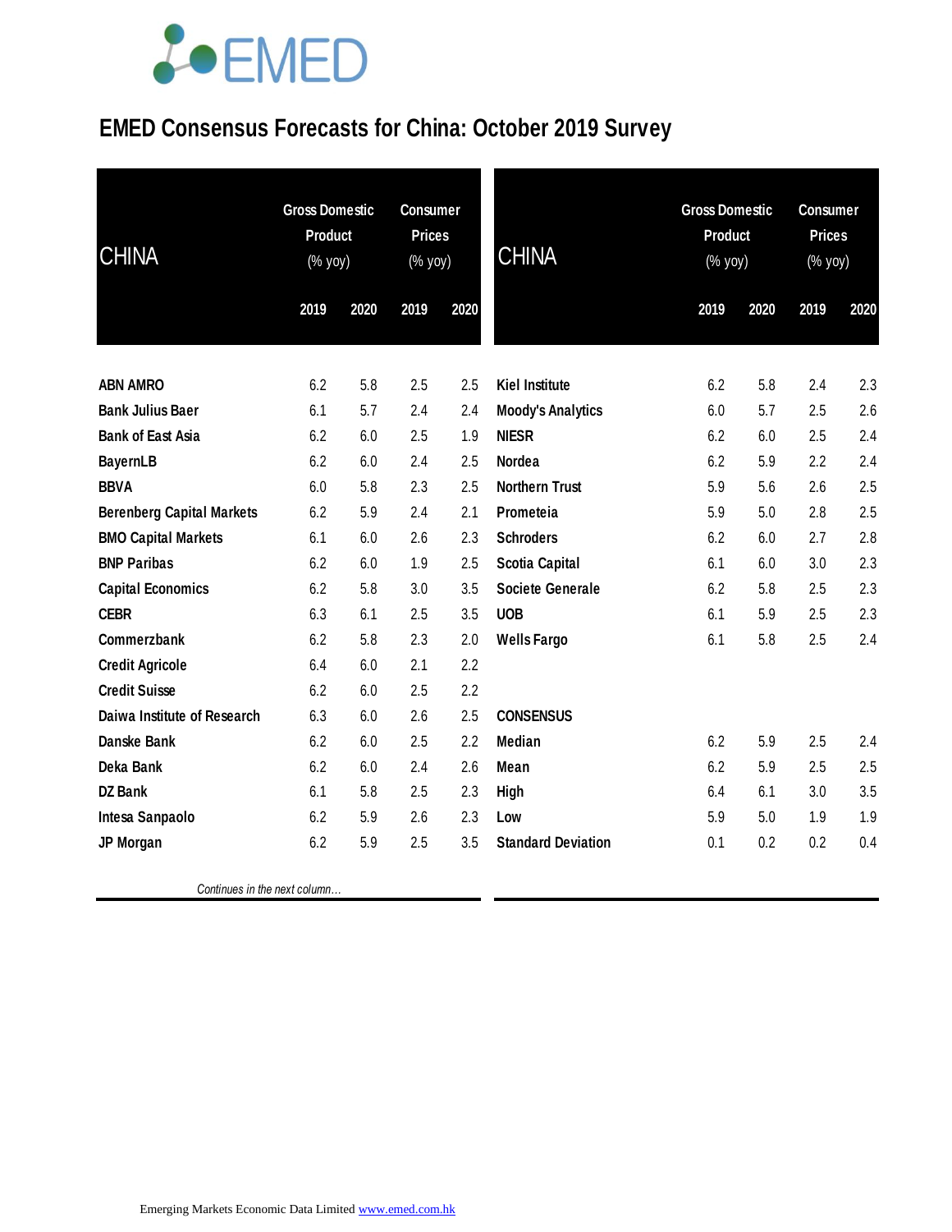# EMED Consensus Forecasts for China: October 2019 Survey

| CHINA | Gross Domestic Product (% yoy) | | Consumer Prices (% yoy) | |
|---|---|---|---|---|
| | 2019 | 2020 | 2019 | 2020 |
| **ABN AMRO** | 6.2 | 5.8 | 2.5 | 2.5 |
| **Bank Julius Baer** | 6.1 | 5.7 | 2.4 | 2.4 |
| **Bank of East Asia** | 6.2 | 6.0 | 2.5 | 1.9 |
| **BayernLB** | 6.2 | 6.0 | 2.4 | 2.5 |
| **BBVA** | 6.0 | 5.8 | 2.3 | 2.5 |
| **Berenberg Capital Markets** | 6.2 | 5.9 | 2.4 | 2.1 |
| **BMO Capital Markets** | 6.1 | 6.0 | 2.6 | 2.3 |
| **BNP Paribas** | 6.2 | 6.0 | 1.9 | 2.5 |
| **Capital Economics** | 6.2 | 5.8 | 3.0 | 3.5 |
| **CEBR** | 6.3 | 6.1 | 2.5 | 3.5 |
| **Commerzbank** | 6.2 | 5.8 | 2.3 | 2.0 |
| **Credit Agricole** | 6.4 | 6.0 | 2.1 | 2.2 |
| **Credit Suisse** | 6.2 | 6.0 | 2.5 | 2.2 |
| **Daiwa Institute of Research** | 6.3 | 6.0 | 2.6 | 2.5 |
| **Danske Bank** | 6.2 | 6.0 | 2.5 | 2.2 |
| **Deka Bank** | 6.2 | 6.0 | 2.4 | 2.6 |
| **DZ Bank** | 6.1 | 5.8 | 2.5 | 2.3 |
| **Intesa Sanpaolo** | 6.2 | 5.9 | 2.6 | 2.3 |
| **JP Morgan** | 6.2 | 5.9 | 2.5 | 3.5 |
| **Kiel Institute** | 6.2 | 5.8 | 2.4 | 2.3 |
| **Moody's Analytics** | 6.0 | 5.7 | 2.5 | 2.6 |
| **NIESR** | 6.2 | 6.0 | 2.5 | 2.4 |
| **Nordea** | 6.2 | 5.9 | 2.2 | 2.4 |
| **Northern Trust** | 5.9 | 5.6 | 2.6 | 2.5 |
| **Prometeia** | 5.9 | 5.0 | 2.8 | 2.5 |
| **Schroders** | 6.2 | 6.0 | 2.7 | 2.8 |
| **Scotia Capital** | 6.1 | 6.0 | 3.0 | 2.3 |
| **Societe Generale** | 6.2 | 5.8 | 2.5 | 2.3 |
| **UOB** | 6.1 | 5.9 | 2.5 | 2.3 |
| **Wells Fargo** | 6.1 | 5.8 | 2.5 | 2.4 |
| **CONSENSUS** | | | | |
| **Median** | 6.2 | 5.9 | 2.5 | 2.4 |
| **Mean** | 6.2 | 5.9 | 2.5 | 2.5 |
| **High** | 6.4 | 6.1 | 3.0 | 3.5 |
| **Low** | 5.9 | 5.0 | 1.9 | 1.9 |
| **Standard Deviation** | 0.1 | 0.2 | 0.2 | 0.4 |

*Continues in the next column…*

Emerging Markets Economic Data Limited www.emed.com.hk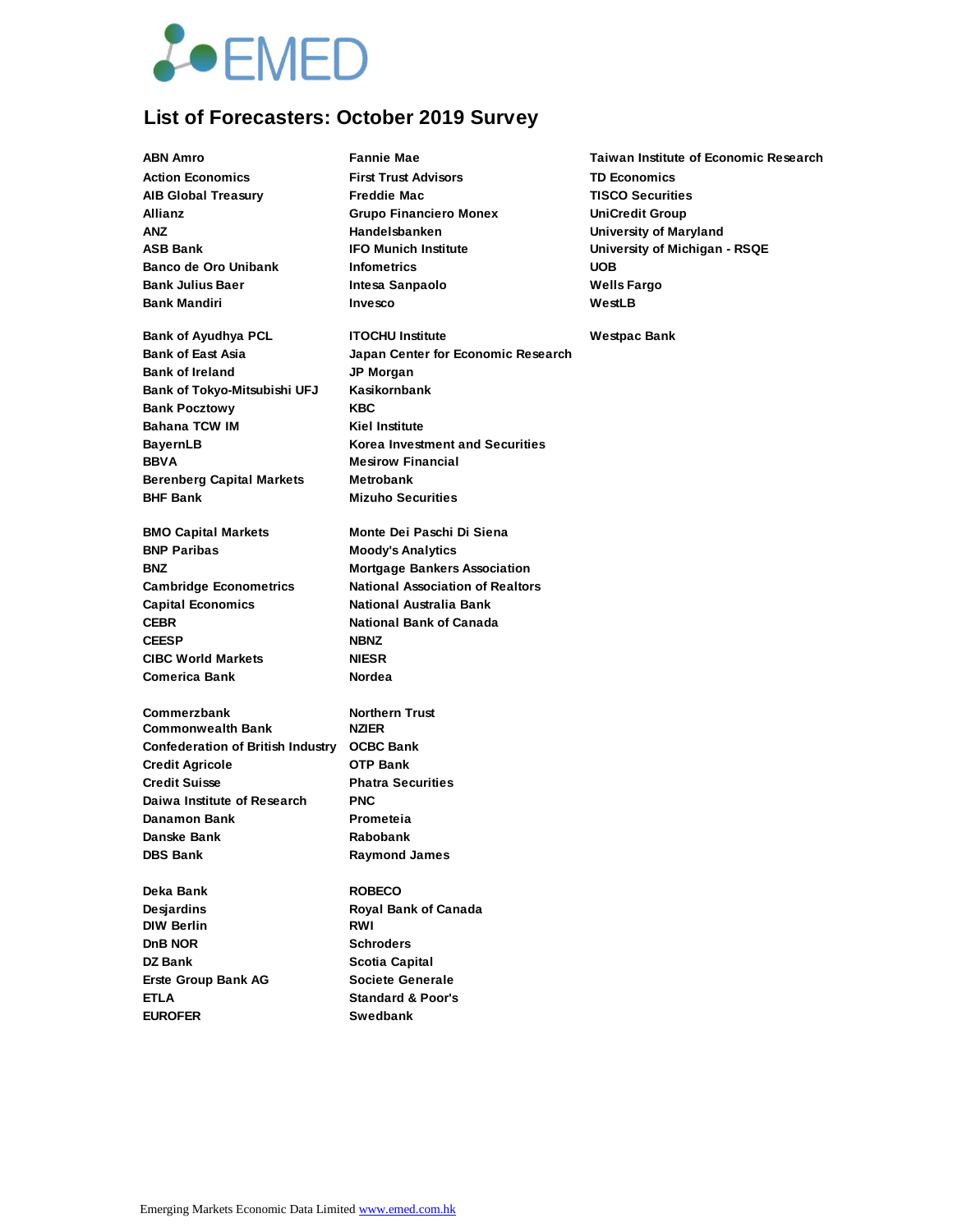EMED

# List of Forecasters: October 2019 Survey

ABN Amro
Action Economics
AIB Global Treasury
Allianz
ANZ
ASB Bank
Banco de Oro Unibank
Bank Julius Baer
Bank Mandiri

Bank of Ayudhya PCL
Bank of East Asia
Bank of Ireland
Bank of Tokyo-Mitsubishi UFJ
Bank Pocztowy
Bahana TCW IM
BayernLB
BBVA
Berenberg Capital Markets
BHF Bank

BMO Capital Markets
BNP Paribas
BNZ
Cambridge Econometrics
Capital Economics
CEBR
CEESP
CIBC World Markets
Comerica Bank

Commerzbank
Commonwealth Bank
Confederation of British Industry
Credit Agricole
Credit Suisse
Daiwa Institute of Research
Danamon Bank
Danske Bank
DBS Bank

Deka Bank
Desjardins
DIW Berlin
DnB NOR
DZ Bank
Erste Group Bank AG
ETLA
EUROFER

Fannie Mae
First Trust Advisors
Freddie Mac
Grupo Financiero Monex
Handelsbanken
IFO Munich Institute
Infometrics
Intesa Sanpaolo
Invesco

ITOCHU Institute
Japan Center for Economic Research
JP Morgan
Kasikornbank
KBC
Kiel Institute
Korea Investment and Securities
Mesirow Financial
Metrobank
Mizuho Securities

Monte Dei Paschi Di Siena
Moody's Analytics
Mortgage Bankers Association
National Association of Realtors
National Australia Bank
National Bank of Canada
NBNZ
NIESR
Nordea

Northern Trust
NZIER
OCBC Bank
OTP Bank
Phatra Securities
PNC
Prometeia
Rabobank
Raymond James

ROBECO
Royal Bank of Canada
RWI
Schroders
Scotia Capital
Societe Generale
Standard & Poor's
Swedbank

Taiwan Institute of Economic Research
TD Economics
TISCO Securities
UniCredit Group
University of Maryland
University of Michigan - RSQE
UOB
Wells Fargo
WestLB

Westpac Bank

Emerging Markets Economic Data Limited www.emed.com.hk